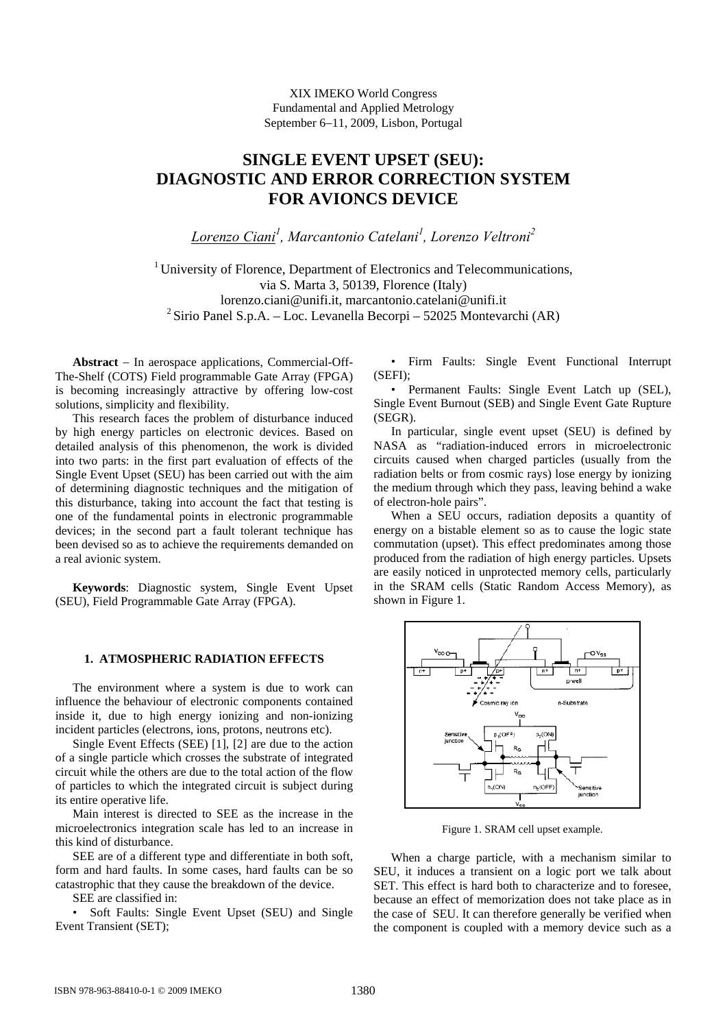XIX IMEKO World Congress
Fundamental and Applied Metrology
September 6−11, 2009, Lisbon, Portugal

# SINGLE EVENT UPSET (SEU): DIAGNOSTIC AND ERROR CORRECTION SYSTEM FOR AVIONCS DEVICE

*Lorenzo Ciani[1], Marcantonio Catelani[1], Lorenzo Veltroni[2]*

[1] University of Florence, Department of Electronics and Telecommunications, via S. Marta 3, 50139, Florence (Italy)
lorenzo.ciani@unifi.it, marcantonio.catelani@unifi.it
[2] Sirio Panel S.p.A. – Loc. Levanella Becorpi – 52025 Montevarchi (AR)

**Abstract** − In aerospace applications, Commercial-Off-The-Shelf (COTS) Field programmable Gate Array (FPGA) is becoming increasingly attractive by offering low-cost solutions, simplicity and flexibility.

This research faces the problem of disturbance induced by high energy particles on electronic devices. Based on detailed analysis of this phenomenon, the work is divided into two parts: in the first part evaluation of effects of the Single Event Upset (SEU) has been carried out with the aim of determining diagnostic techniques and the mitigation of this disturbance, taking into account the fact that testing is one of the fundamental points in electronic programmable devices; in the second part a fault tolerant technique has been devised so as to achieve the requirements demanded on a real avionic system.

**Keywords**: Diagnostic system, Single Event Upset (SEU), Field Programmable Gate Array (FPGA).

## 1. ATMOSPHERIC RADIATION EFFECTS

The environment where a system is due to work can influence the behaviour of electronic components contained inside it, due to high energy ionizing and non-ionizing incident particles (electrons, ions, protons, neutrons etc).

Single Event Effects (SEE) [1], [2] are due to the action of a single particle which crosses the substrate of integrated circuit while the others are due to the total action of the flow of particles to which the integrated circuit is subject during its entire operative life.

Main interest is directed to SEE as the increase in the microelectronics integration scale has led to an increase in this kind of disturbance.

SEE are of a different type and differentiate in both soft, form and hard faults. In some cases, hard faults can be so catastrophic that they cause the breakdown of the device.

SEE are classified in:

- Soft Faults: Single Event Upset (SEU) and Single Event Transient (SET);
- Firm Faults: Single Event Functional Interrupt (SEFI);
- Permanent Faults: Single Event Latch up (SEL), Single Event Burnout (SEB) and Single Event Gate Rupture (SEGR).

In particular, single event upset (SEU) is defined by NASA as "radiation-induced errors in microelectronic circuits caused when charged particles (usually from the radiation belts or from cosmic rays) lose energy by ionizing the medium through which they pass, leaving behind a wake of electron-hole pairs".

When a SEU occurs, radiation deposits a quantity of energy on a bistable element so as to cause the logic state commutation (upset). This effect predominates among those produced from the radiation of high energy particles. Upsets are easily noticed in unprotected memory cells, particularly in the SRAM cells (Static Random Access Memory), as shown in Figure 1.

Figure 1. SRAM cell upset example.

When a charge particle, with a mechanism similar to SEU, it induces a transient on a logic port we talk about SET. This effect is hard both to characterize and to foresee, because an effect of memorization does not take place as in the case of SEU. It can therefore generally be verified when the component is coupled with a memory device such as a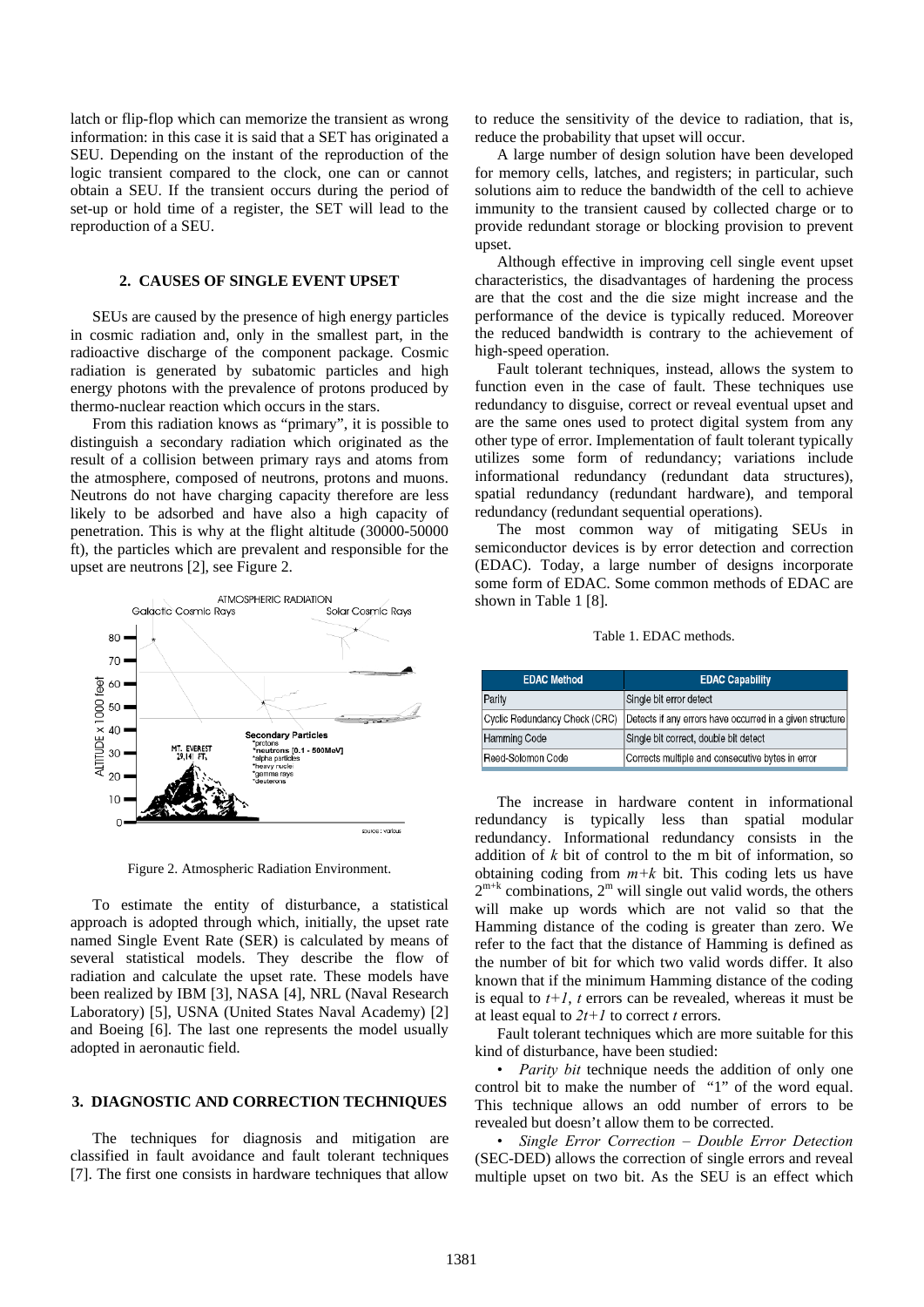latch or flip-flop which can memorize the transient as wrong information: in this case it is said that a SET has originated a SEU. Depending on the instant of the reproduction of the logic transient compared to the clock, one can or cannot obtain a SEU. If the transient occurs during the period of set-up or hold time of a register, the SET will lead to the reproduction of a SEU.

## 2. CAUSES OF SINGLE EVENT UPSET

SEUs are caused by the presence of high energy particles in cosmic radiation and, only in the smallest part, in the radioactive discharge of the component package. Cosmic radiation is generated by subatomic particles and high energy photons with the prevalence of protons produced by thermo-nuclear reaction which occurs in the stars.

From this radiation knows as "primary", it is possible to distinguish a secondary radiation which originated as the result of a collision between primary rays and atoms from the atmosphere, composed of neutrons, protons and muons. Neutrons do not have charging capacity therefore are less likely to be adsorbed and have also a high capacity of penetration. This is why at the flight altitude (30000-50000 ft), the particles which are prevalent and responsible for the upset are neutrons [2], see Figure 2.

Figure 2. Atmospheric Radiation Environment.

To estimate the entity of disturbance, a statistical approach is adopted through which, initially, the upset rate named Single Event Rate (SER) is calculated by means of several statistical models. They describe the flow of radiation and calculate the upset rate. These models have been realized by IBM [3], NASA [4], NRL (Naval Research Laboratory) [5], USNA (United States Naval Academy) [2] and Boeing [6]. The last one represents the model usually adopted in aeronautic field.

## 3. DIAGNOSTIC AND CORRECTION TECHNIQUES

The techniques for diagnosis and mitigation are classified in fault avoidance and fault tolerant techniques [7]. The first one consists in hardware techniques that allow to reduce the sensitivity of the device to radiation, that is, reduce the probability that upset will occur.

A large number of design solution have been developed for memory cells, latches, and registers; in particular, such solutions aim to reduce the bandwidth of the cell to achieve immunity to the transient caused by collected charge or to provide redundant storage or blocking provision to prevent upset.

Although effective in improving cell single event upset characteristics, the disadvantages of hardening the process are that the cost and the die size might increase and the performance of the device is typically reduced. Moreover the reduced bandwidth is contrary to the achievement of high-speed operation.

Fault tolerant techniques, instead, allows the system to function even in the case of fault. These techniques use redundancy to disguise, correct or reveal eventual upset and are the same ones used to protect digital system from any other type of error. Implementation of fault tolerant typically utilizes some form of redundancy; variations include informational redundancy (redundant data structures), spatial redundancy (redundant hardware), and temporal redundancy (redundant sequential operations).

The most common way of mitigating SEUs in semiconductor devices is by error detection and correction (EDAC). Today, a large number of designs incorporate some form of EDAC. Some common methods of EDAC are shown in Table 1 [8].

Table 1. EDAC methods.

| EDAC Method | EDAC Capability |
|---|---|
| Parity | Single bit error detect |
| Cyclic Redundancy Check (CRC) | Detects if any errors have occurred in a given structure |
| Hamming Code | Single bit correct, double bit detect |
| Reed-Solomon Code | Corrects multiple and consecutive bytes in error |

The increase in hardware content in informational redundancy is typically less than spatial modular redundancy. Informational redundancy consists in the addition of $k$ bit of control to the m bit of information, so obtaining coding from $m+k$ bit. This coding lets us have $2^{m+k}$ combinations, $2^m$ will single out valid words, the others will make up words which are not valid so that the Hamming distance of the coding is greater than zero. We refer to the fact that the distance of Hamming is defined as the number of bit for which two valid words differ. It also known that if the minimum Hamming distance of the coding is equal to $t+1$, $t$ errors can be revealed, whereas it must be at least equal to $2t+1$ to correct $t$ errors.

Fault tolerant techniques which are more suitable for this kind of disturbance, have been studied:

- *Parity bit* technique needs the addition of only one control bit to make the number of "1" of the word equal. This technique allows an odd number of errors to be revealed but doesn't allow them to be corrected.
- *Single Error Correction – Double Error Detection* (SEC-DED) allows the correction of single errors and reveal multiple upset on two bit. As the SEU is an effect which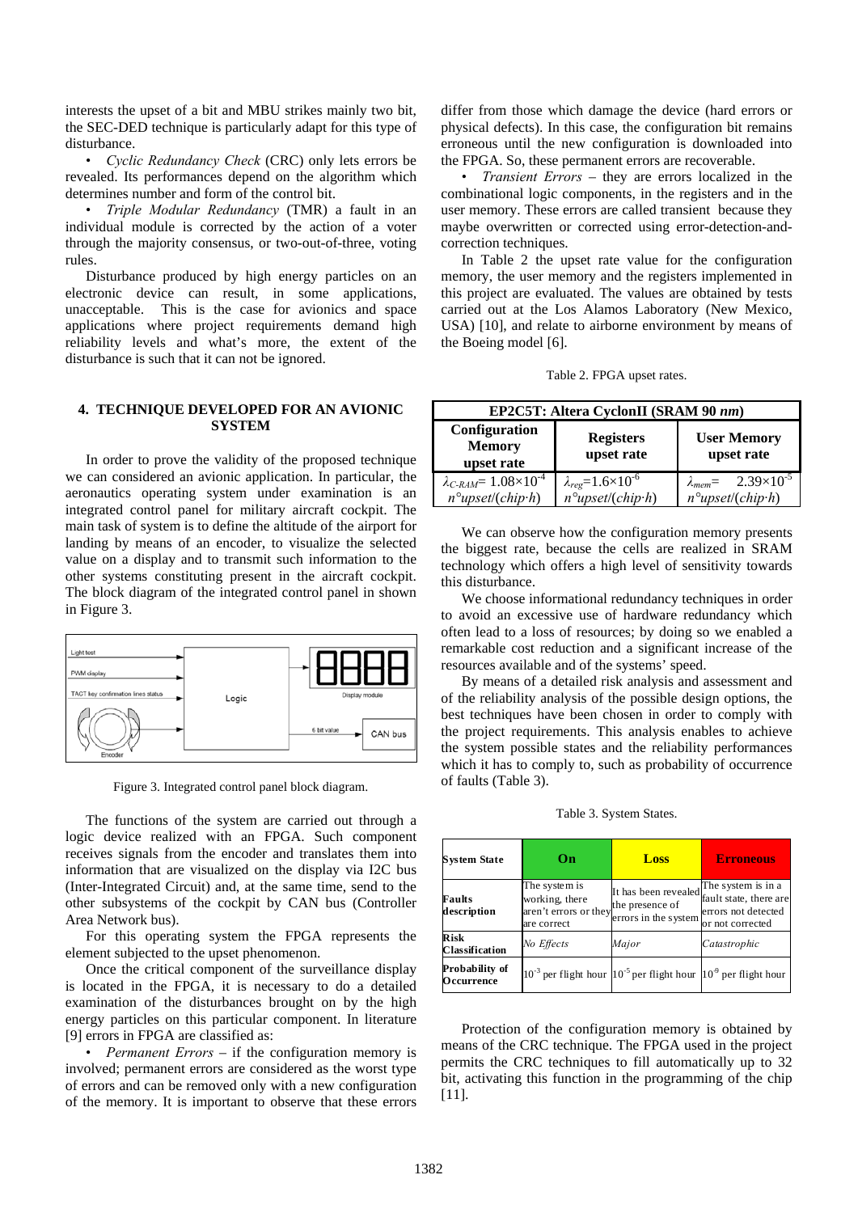interests the upset of a bit and MBU strikes mainly two bit, the SEC-DED technique is particularly adapt for this type of disturbance.

- *Cyclic Redundancy Check* (CRC) only lets errors be revealed. Its performances depend on the algorithm which determines number and form of the control bit.
- *Triple Modular Redundancy* (TMR) a fault in an individual module is corrected by the action of a voter through the majority consensus, or two-out-of-three, voting rules.

Disturbance produced by high energy particles on an electronic device can result, in some applications, unacceptable. This is the case for avionics and space applications where project requirements demand high reliability levels and what's more, the extent of the disturbance is such that it can not be ignored.

## 4. TECHNIQUE DEVELOPED FOR AN AVIONIC SYSTEM

In order to prove the validity of the proposed technique we can considered an avionic application. In particular, the aeronautics operating system under examination is an integrated control panel for military aircraft cockpit. The main task of system is to define the altitude of the airport for landing by means of an encoder, to visualize the selected value on a display and to transmit such information to the other systems constituting present in the aircraft cockpit. The block diagram of the integrated control panel in shown in Figure 3.

Figure 3. Integrated control panel block diagram.

The functions of the system are carried out through a logic device realized with an FPGA. Such component receives signals from the encoder and translates them into information that are visualized on the display via I2C bus (Inter-Integrated Circuit) and, at the same time, send to the other subsystems of the cockpit by CAN bus (Controller Area Network bus).

For this operating system the FPGA represents the element subjected to the upset phenomenon.

Once the critical component of the surveillance display is located in the FPGA, it is necessary to do a detailed examination of the disturbances brought on by the high energy particles on this particular component. In literature [9] errors in FPGA are classified as:

- *Permanent Errors* – if the configuration memory is involved; permanent errors are considered as the worst type of errors and can be removed only with a new configuration of the memory. It is important to observe that these errors differ from those which damage the device (hard errors or physical defects). In this case, the configuration bit remains erroneous until the new configuration is downloaded into the FPGA. So, these permanent errors are recoverable.
- *Transient Errors* – they are errors localized in the combinational logic components, in the registers and in the user memory. These errors are called transient because they maybe overwritten or corrected using error-detection-and-correction techniques.

In Table 2 the upset rate value for the configuration memory, the user memory and the registers implemented in this project are evaluated. The values are obtained by tests carried out at the Los Alamos Laboratory (New Mexico, USA) [10], and relate to airborne environment by means of the Boeing model [6].

Table 2. FPGA upset rates.

| **EP2C5T: Altera CyclonII (SRAM 90 *nm*)** | | |
|---|---|---|
| **Configuration Memory upset rate** | **Registers upset rate** | **User Memory upset rate** |
| $\lambda_{C\text{-}RAM}= 1.08\times10^{-4}$ $n°upset/(chip\cdot h)$ | $\lambda_{reg}=1.6\times10^{-6}$ $n°upset/(chip\cdot h)$ | $\lambda_{mem}= 2.39\times10^{-5}$ $n°upset/(chip\cdot h)$ |

We can observe how the configuration memory presents the biggest rate, because the cells are realized in SRAM technology which offers a high level of sensitivity towards this disturbance.

We choose informational redundancy techniques in order to avoid an excessive use of hardware redundancy which often lead to a loss of resources; by doing so we enabled a remarkable cost reduction and a significant increase of the resources available and of the systems' speed.

By means of a detailed risk analysis and assessment and of the reliability analysis of the possible design options, the best techniques have been chosen in order to comply with the project requirements. This analysis enables to achieve the system possible states and the reliability performances which it has to comply to, such as probability of occurrence of faults (Table 3).

Table 3. System States.

| **System State** | **On** | **Loss** | **Erroneous** |
|---|---|---|---|
| **Faults description** | The system is working, there aren't errors or they are correct | It has been revealed the presence of errors in the system | The system is in a fault state, there are errors not detected or not corrected |
| **Risk Classification** | *No Effects* | *Major* | *Catastrophic* |
| **Probability of Occurrence** | $10^{-3}$ per flight hour | $10^{-5}$ per flight hour | $10^{-9}$ per flight hour |

Protection of the configuration memory is obtained by means of the CRC technique. The FPGA used in the project permits the CRC techniques to fill automatically up to 32 bit, activating this function in the programming of the chip [11].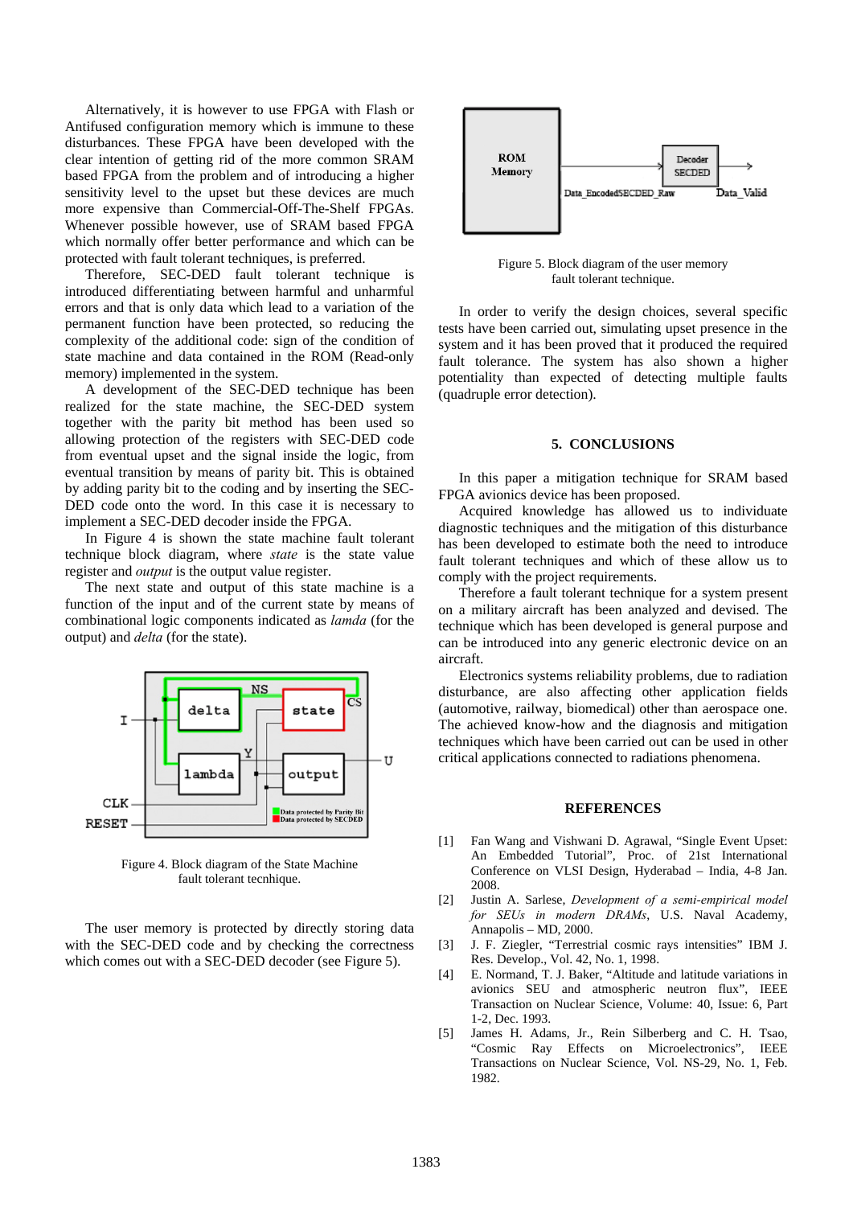Alternatively, it is however to use FPGA with Flash or Antifused configuration memory which is immune to these disturbances. These FPGA have been developed with the clear intention of getting rid of the more common SRAM based FPGA from the problem and of introducing a higher sensitivity level to the upset but these devices are much more expensive than Commercial-Off-The-Shelf FPGAs. Whenever possible however, use of SRAM based FPGA which normally offer better performance and which can be protected with fault tolerant techniques, is preferred.

Therefore, SEC-DED fault tolerant technique is introduced differentiating between harmful and unharmful errors and that is only data which lead to a variation of the permanent function have been protected, so reducing the complexity of the additional code: typically of the condition of state machine and data contained in the ROM (Read-only memory) implemented in the system.

A development of the SEC-DED technique has been realized for the state machine, the SEC-DED system together with the parity bit method has been used so allowing protection of the registers with SEC-DED code from eventual upset and the signal inside the logic, from eventual transition by means of parity bit. This is obtained by adding parity bit to the coding and by inserting the SEC-DED code onto the word. In this case it is necessary to implement a SEC-DED decoder inside the FPGA.

In Figure 4 is shown the state machine fault tolerant technique block diagram, where *state* is the state value register and *output* is the output value register.

The next state and output of this state machine is a function of the input and of the current state by means of combinational logic components indicated as *lamda* (for the output) and *delta* (for the state).

Figure 4. Block diagram of the State Machine fault tolerant tecnhique.

The user memory is protected by directly storing data with the SEC-DED code and by checking the correctness which comes out with a SEC-DED decoder (see Figure 5).

Figure 5. Block diagram of the user memory fault tolerant technique.

In order to verify the design choices, several specific tests have been carried out, simulating upset presence in the system and it has been proved that it produced the required fault tolerance. The system has also shown a higher potentiality than expected of detecting multiple faults (quadruple error detection).

## 5. CONCLUSIONS

In this paper a mitigation technique for SRAM based FPGA avionics device has been proposed.

Acquired knowledge has allowed us to individuate diagnostic techniques and the mitigation of this disturbance has been developed to estimate both the need to introduce fault tolerant techniques and which of these allow us to comply with the project requirements.

Therefore a fault tolerant technique for a system present on a military aircraft has been analyzed and devised. The technique which has been developed is general purpose and can be introduced into any generic electronic device on an aircraft.

Electronics systems reliability problems, due to radiation disturbance, are also affecting other application fields (automotive, railway, biomedical) other than aerospace one. The achieved know-how and the diagnosis and mitigation techniques which have been carried out can be used in other critical applications connected to radiations phenomena.

## REFERENCES

[1] Fan Wang and Vishwani D. Agrawal, "Single Event Upset: An Embedded Tutorial", Proc. of 21st International Conference on VLSI Design, Hyderabad – India, 4-8 Jan. 2008.

[2] Justin A. Sarlese, *Development of a semi-empirical model for SEUs in modern DRAMs*, U.S. Naval Academy, Annapolis – MD, 2000.

[3] J. F. Ziegler, "Terrestrial cosmic rays intensities" IBM J. Res. Develop., Vol. 42, No. 1, 1998.

[4] E. Normand, T. J. Baker, "Altitude and latitude variations in avionics SEU and atmospheric neutron flux", IEEE Transaction on Nuclear Science, Volume: 40, Issue: 6, Part 1-2, Dec. 1993.

[5] James H. Adams, Jr., Rein Silberberg and C. H. Tsao, "Cosmic Ray Effects on Microelectronics", IEEE Transactions on Nuclear Science, Vol. NS-29, No. 1, Feb. 1982.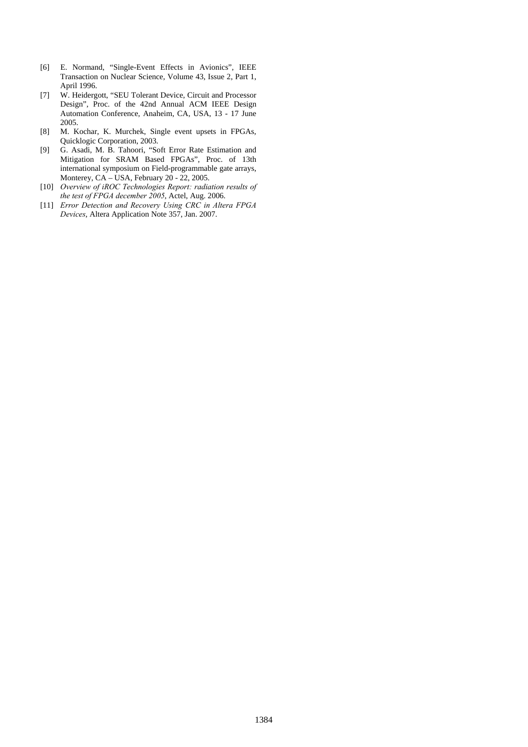[6] E. Normand, "Single-Event Effects in Avionics", IEEE Transaction on Nuclear Science, Volume 43, Issue 2, Part 1, April 1996.

[7] W. Heidergott, "SEU Tolerant Device, Circuit and Processor Design", Proc. of the 42nd Annual ACM IEEE Design Automation Conference, Anaheim, CA, USA, 13 - 17 June 2005.

[8] M. Kochar, K. Murchek, Single event upsets in FPGAs, Quicklogic Corporation, 2003.

[9] G. Asadi, M. B. Tahoori, "Soft Error Rate Estimation and Mitigation for SRAM Based FPGAs", Proc. of 13th international symposium on Field-programmable gate arrays, Monterey, CA – USA, February 20 - 22, 2005.

[10] *Overview of iROC Technologies Report: radiation results of the test of FPGA december 2005*, Actel, Aug. 2006.

[11] *Error Detection and Recovery Using CRC in Altera FPGA Devices*, Altera Application Note 357, Jan. 2007.